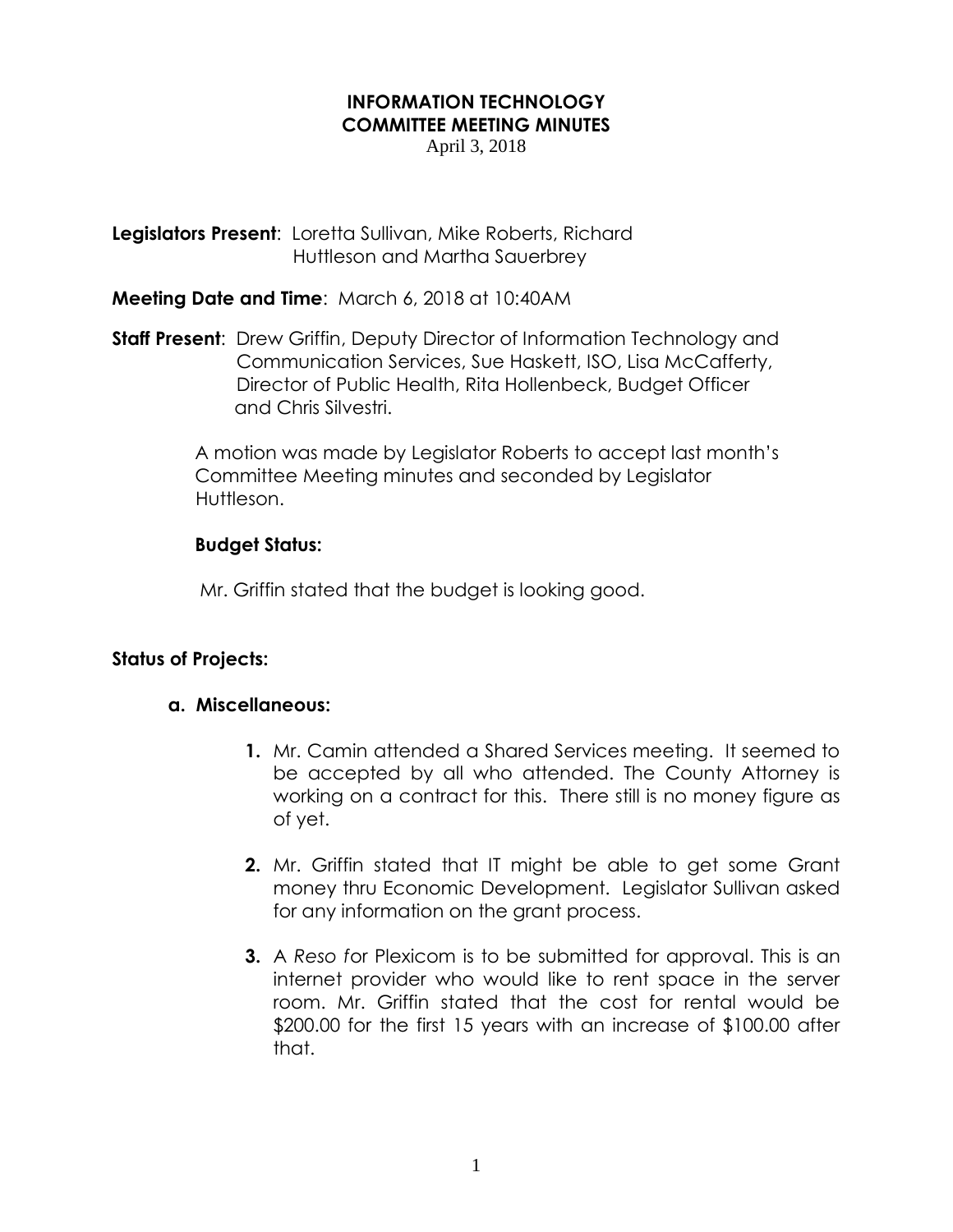**INFORMATION TECHNOLOGY**
**COMMITTEE MEETING MINUTES**
April 3, 2018

**Legislators Present**: Loretta Sullivan, Mike Roberts, Richard Huttleson and Martha Sauerbrey

**Meeting Date and Time**: March 6, 2018 at 10:40AM

**Staff Present**: Drew Griffin, Deputy Director of Information Technology and Communication Services, Sue Haskett, ISO, Lisa McCafferty, Director of Public Health, Rita Hollenbeck, Budget Officer and Chris Silvestri.

A motion was made by Legislator Roberts to accept last month's Committee Meeting minutes and seconded by Legislator Huttleson.

**Budget Status:**

Mr. Griffin stated that the budget is looking good.

**Status of Projects:**

**a. Miscellaneous:**

1. Mr. Camin attended a Shared Services meeting. It seemed to be accepted by all who attended. The County Attorney is working on a contract for this. There still is no money figure as of yet.

2. Mr. Griffin stated that IT might be able to get some Grant money thru Economic Development. Legislator Sullivan asked for any information on the grant process.

3. A *Reso f*or Plexicom is to be submitted for approval. This is an internet provider who would like to rent space in the server room. Mr. Griffin stated that the cost for rental would be $200.00 for the first 15 years with an increase of $100.00 after that.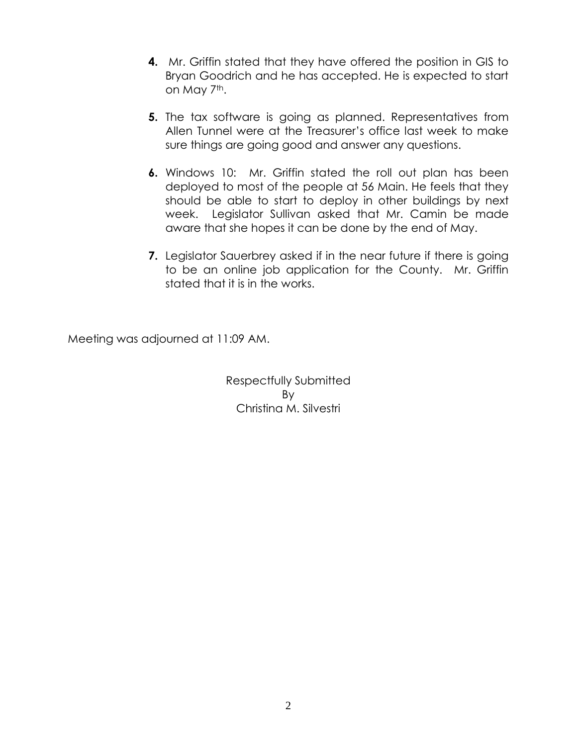4. Mr. Griffin stated that they have offered the position in GIS to Bryan Goodrich and he has accepted. He is expected to start on May 7th.

5. The tax software is going as planned. Representatives from Allen Tunnel were at the Treasurer's office last week to make sure things are going good and answer any questions.

6. Windows 10: Mr. Griffin stated the roll out plan has been deployed to most of the people at 56 Main. He feels that they should be able to start to deploy in other buildings by next week. Legislator Sullivan asked that Mr. Camin be made aware that she hopes it can be done by the end of May.

7. Legislator Sauerbrey asked if in the near future if there is going to be an online job application for the County. Mr. Griffin stated that it is in the works.

Meeting was adjourned at 11:09 AM.

Respectfully Submitted
By
Christina M. Silvestri